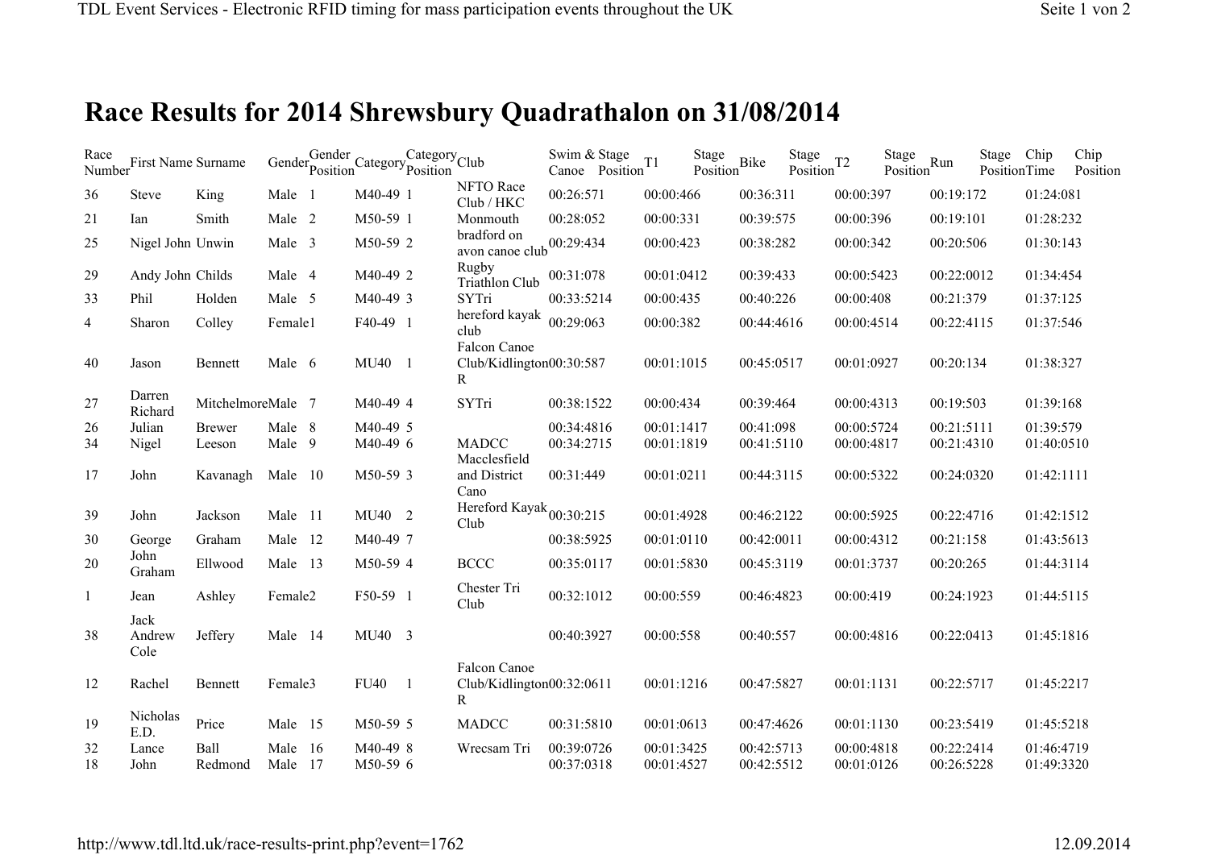# Race Results for 2014 Shrewsbury Quadrathalon on 31/08/2014

| Race Number | First Name | Surname | Gender | Gender Position | Category | Category Position | Club | Swim & Canoe | Stage Position | T1 | Stage Position | Bike | Stage Position | T2 | Stage Position | Run | Stage Position | Chip Time | Chip Position |
|---|---|---|---|---|---|---|---|---|---|---|---|---|---|---|---|---|---|---|---|
| 36 | Steve | King | Male | 1 | M40-49 | 1 | NFTO Race Club / HKC | 00:26:57 | 1 | 00:00:46 | 6 | 00:36:31 | 1 | 00:00:39 | 7 | 00:19:17 | 2 | 01:24:08 | 1 |
| 21 | Ian | Smith | Male | 2 | M50-59 | 1 | Monmouth | 00:28:05 | 2 | 00:00:33 | 1 | 00:39:57 | 5 | 00:00:39 | 6 | 00:19:10 | 1 | 01:28:23 | 2 |
| 25 | Nigel John | Unwin | Male | 3 | M50-59 | 2 | bradford on avon canoe club | 00:29:43 | 4 | 00:00:42 | 3 | 00:38:28 | 2 | 00:00:34 | 2 | 00:20:50 | 6 | 01:30:14 | 3 |
| 29 | Andy John | Childs | Male | 4 | M40-49 | 2 | Rugby Triathlon Club | 00:31:07 | 8 | 00:01:04 | 12 | 00:39:43 | 3 | 00:00:54 | 23 | 00:22:00 | 12 | 01:34:45 | 4 |
| 33 | Phil | Holden | Male | 5 | M40-49 | 3 | SYTri | 00:33:52 | 14 | 00:00:43 | 5 | 00:40:22 | 6 | 00:00:40 | 8 | 00:21:37 | 9 | 01:37:12 | 5 |
| 4 | Sharon | Colley | Female | 1 | F40-49 | 1 | hereford kayak club | 00:29:06 | 3 | 00:00:38 | 2 | 00:44:46 | 16 | 00:00:45 | 14 | 00:22:41 | 15 | 01:37:54 | 6 |
| 40 | Jason | Bennett | Male | 6 | MU40 | 1 | Falcon Canoe Club/Kidlington R | 00:30:58 | 7 | 00:01:10 | 15 | 00:45:05 | 17 | 00:01:09 | 27 | 00:20:13 | 4 | 01:38:32 | 7 |
| 27 | Darren Richard | Mitchelmore | Male | 7 | M40-49 | 4 | SYTri | 00:38:15 | 22 | 00:00:43 | 4 | 00:39:46 | 4 | 00:00:43 | 13 | 00:19:50 | 3 | 01:39:16 | 8 |
| 26 | Julian | Brewer | Male | 8 | M40-49 | 5 | | 00:34:48 | 16 | 00:01:14 | 17 | 00:41:09 | 8 | 00:00:57 | 24 | 00:21:51 | 11 | 01:39:57 | 9 |
| 34 | Nigel | Leeson | Male | 9 | M40-49 | 6 | MADCC | 00:34:27 | 15 | 00:01:18 | 19 | 00:41:51 | 10 | 00:00:48 | 17 | 00:21:43 | 10 | 01:40:05 | 10 |
| 17 | John | Kavanagh | Male | 10 | M50-59 | 3 | Macclesfield and District Cano | 00:31:44 | 9 | 00:01:02 | 11 | 00:44:31 | 15 | 00:00:53 | 22 | 00:24:03 | 20 | 01:42:11 | 11 |
| 39 | John | Jackson | Male | 11 | MU40 | 2 | Hereford Kayak Club | 00:30:21 | 5 | 00:01:49 | 28 | 00:46:21 | 22 | 00:00:59 | 25 | 00:22:47 | 16 | 01:42:15 | 12 |
| 30 | George | Graham | Male | 12 | M40-49 | 7 | | 00:38:59 | 25 | 00:01:01 | 10 | 00:42:00 | 11 | 00:00:43 | 12 | 00:21:15 | 8 | 01:43:56 | 13 |
| 20 | John Graham | Ellwood | Male | 13 | M50-59 | 4 | BCCC | 00:35:01 | 17 | 00:01:58 | 30 | 00:45:31 | 19 | 00:01:37 | 37 | 00:20:26 | 5 | 01:44:31 | 14 |
| 1 | Jean | Ashley | Female | 2 | F50-59 | 1 | Chester Tri Club | 00:32:10 | 12 | 00:00:55 | 9 | 00:46:48 | 23 | 00:00:41 | 9 | 00:24:19 | 23 | 01:44:51 | 15 |
| 38 | Jack Andrew Cole | Jeffery | Male | 14 | MU40 | 3 | | 00:40:39 | 27 | 00:00:55 | 8 | 00:40:55 | 7 | 00:00:48 | 16 | 00:22:04 | 13 | 01:45:18 | 16 |
| 12 | Rachel | Bennett | Female | 3 | FU40 | 1 | Falcon Canoe Club/Kidlington R | 00:32:06 | 11 | 00:01:12 | 16 | 00:47:58 | 27 | 00:01:11 | 31 | 00:22:57 | 17 | 01:45:22 | 17 |
| 19 | Nicholas E.D. | Price | Male | 15 | M50-59 | 5 | MADCC | 00:31:58 | 10 | 00:01:06 | 13 | 00:47:46 | 26 | 00:01:11 | 30 | 00:23:54 | 19 | 01:45:52 | 18 |
| 32 | Lance | Ball | Male | 16 | M40-49 | 8 | Wrecsam Tri | 00:39:07 | 26 | 00:01:34 | 25 | 00:42:57 | 13 | 00:00:48 | 18 | 00:22:24 | 14 | 01:46:47 | 19 |
| 18 | John | Redmond | Male | 17 | M50-59 | 6 | | 00:37:03 | 18 | 00:01:45 | 27 | 00:42:55 | 12 | 00:01:01 | 26 | 00:26:52 | 28 | 01:49:33 | 20 |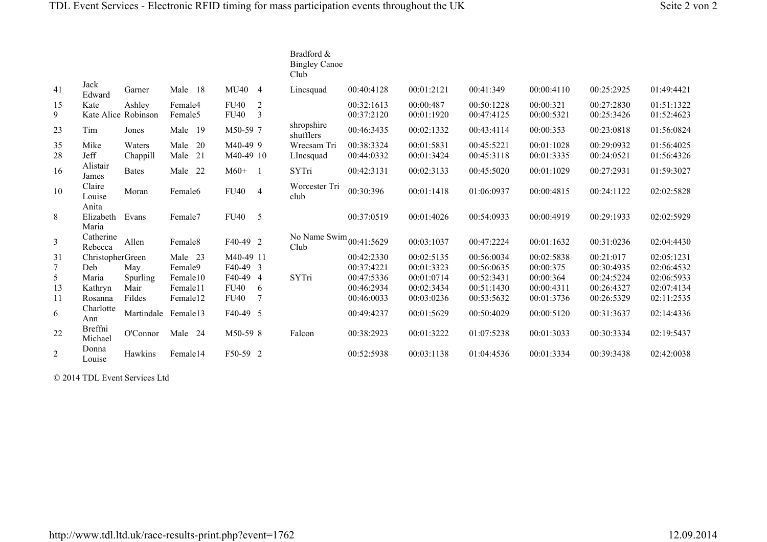| | | | | | | | | | | | | | |
|---|---|---|---|---|---|---|---|---|---|---|---|---|---|
| | | | | | | | Bradford & Bingley Canoe Club | | | | | | |
| 41 | Jack Edward | Garner | Male | 18 | MU40 | 4 | Lincsquad | 00:40:4128 | 00:01:2121 | 00:41:349 | 00:00:4110 | 00:25:2925 | 01:49:4421 |
| 15 | Kate | Ashley | Female | 4 | FU40 | 2 | | 00:32:1613 | 00:00:487 | 00:50:1228 | 00:00:321 | 00:27:2830 | 01:51:1322 |
| 9 | Kate Alice | Robinson | Female | 5 | FU40 | 3 | | 00:37:2120 | 00:01:1920 | 00:47:4125 | 00:00:5321 | 00:25:3426 | 01:52:4623 |
| 23 | Tim | Jones | Male | 19 | M50-59 | 7 | shropshire shufflers | 00:46:3435 | 00:02:1332 | 00:43:4114 | 00:00:353 | 00:23:0818 | 01:56:0824 |
| 35 | Mike | Waters | Male | 20 | M40-49 | 9 | Wrecsam Tri | 00:38:3324 | 00:01:5831 | 00:45:5221 | 00:01:1028 | 00:29:0932 | 01:56:4025 |
| 28 | Jeff | Chappill | Male | 21 | M40-49 | 10 | LIncsquad | 00:44:0332 | 00:01:3424 | 00:45:3118 | 00:01:3335 | 00:24:0521 | 01:56:4326 |
| 16 | Alistair James | Bates | Male | 22 | M60+ | 1 | SYTri | 00:42:3131 | 00:02:3133 | 00:45:5020 | 00:01:1029 | 00:27:2931 | 01:59:3027 |
| 10 | Claire Louise | Moran | Female | 6 | FU40 | 4 | Worcester Tri club | 00:30:396 | 00:01:1418 | 01:06:0937 | 00:00:4815 | 00:24:1122 | 02:02:5828 |
| 8 | Anita Elizabeth Maria | Evans | Female | 7 | FU40 | 5 | | 00:37:0519 | 00:01:4026 | 00:54:0933 | 00:00:4919 | 00:29:1933 | 02:02:5929 |
| 3 | Catherine Rebecca | Allen | Female | 8 | F40-49 | 2 | No Name Swim Club | 00:41:5629 | 00:03:1037 | 00:47:2224 | 00:01:1632 | 00:31:0236 | 02:04:4430 |
| 31 | Christopher | Green | Male | 23 | M40-49 | 11 | | 00:42:2330 | 00:02:5135 | 00:56:0034 | 00:02:5838 | 00:21:017 | 02:05:1231 |
| 7 | Deb | May | Female | 9 | F40-49 | 3 | | 00:37:4221 | 00:01:3323 | 00:56:0635 | 00:00:375 | 00:30:4935 | 02:06:4532 |
| 5 | Maria | Spurling | Female | 10 | F40-49 | 4 | SYTri | 00:47:5336 | 00:01:0714 | 00:52:3431 | 00:00:364 | 00:24:5224 | 02:06:5933 |
| 13 | Kathryn | Mair | Female | 11 | FU40 | 6 | | 00:46:2934 | 00:02:3434 | 00:51:1430 | 00:00:4311 | 00:26:4327 | 02:07:4134 |
| 11 | Rosanna | Fildes | Female | 12 | FU40 | 7 | | 00:46:0033 | 00:03:0236 | 00:53:5632 | 00:01:3736 | 00:26:5329 | 02:11:2535 |
| 6 | Charlotte Ann | Martindale | Female | 13 | F40-49 | 5 | | 00:49:4237 | 00:01:5629 | 00:50:4029 | 00:00:5120 | 00:31:3637 | 02:14:4336 |
| 22 | Breffni Michael | O'Connor | Male | 24 | M50-59 | 8 | Falcon | 00:38:2923 | 00:01:3222 | 01:07:5238 | 00:01:3033 | 00:30:3334 | 02:19:5437 |
| 2 | Donna Louise | Hawkins | Female | 14 | F50-59 | 2 | | 00:52:5938 | 00:03:1138 | 01:04:4536 | 00:01:3334 | 00:39:3438 | 02:42:0038 |

© 2014 TDL Event Services Ltd